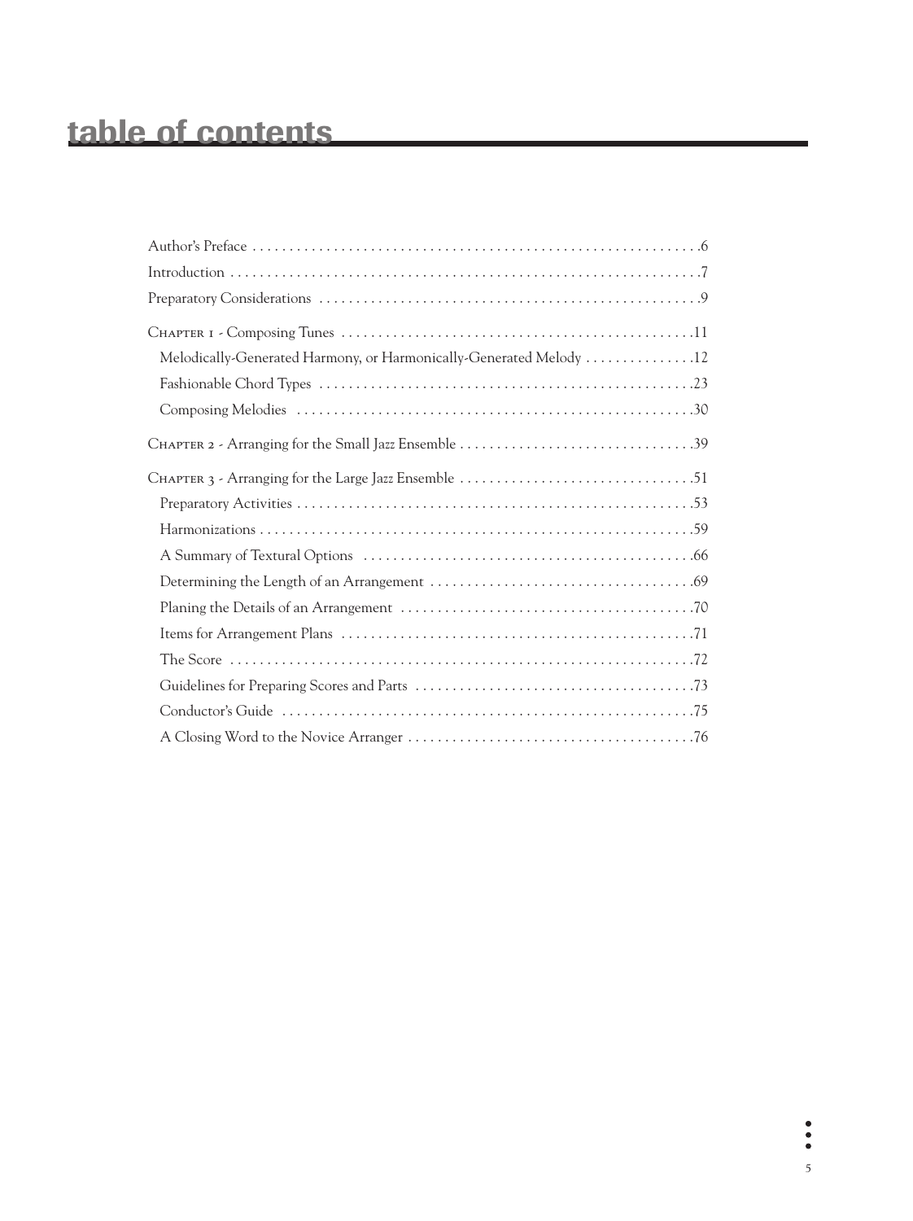# table of contents

Author's Preface . . . . . . . . . . . . . . . . . . . . . . . . . . . . . . . . . . . . . . . . . . . . . . . . . . . . . . . . . . . . .6

Introduction . . . . . . . . . . . . . . . . . . . . . . . . . . . . . . . . . . . . . . . . . . . . . . . . . . . . . . . . . . . . . . . . .7

Preparatory Considerations . . . . . . . . . . . . . . . . . . . . . . . . . . . . . . . . . . . . . . . . . . . . . . . . . . . . .9

Chapter 1 - Composing Tunes . . . . . . . . . . . . . . . . . . . . . . . . . . . . . . . . . . . . . . . . . . . . . . . . .11

- Melodically-Generated Harmony, or Harmonically-Generated Melody . . . . . . . . . . . . . . .12
- Fashionable Chord Types . . . . . . . . . . . . . . . . . . . . . . . . . . . . . . . . . . . . . . . . . . . . . . . . . . .23
- Composing Melodies . . . . . . . . . . . . . . . . . . . . . . . . . . . . . . . . . . . . . . . . . . . . . . . . . . . . . .30

Chapter 2 - Arranging for the Small Jazz Ensemble . . . . . . . . . . . . . . . . . . . . . . . . . . . . . . . .39

Chapter 3 - Arranging for the Large Jazz Ensemble . . . . . . . . . . . . . . . . . . . . . . . . . . . . . . . .51

- Preparatory Activities . . . . . . . . . . . . . . . . . . . . . . . . . . . . . . . . . . . . . . . . . . . . . . . . . . . . . .53
- Harmonizations . . . . . . . . . . . . . . . . . . . . . . . . . . . . . . . . . . . . . . . . . . . . . . . . . . . . . . . . . . .59
- A Summary of Textural Options . . . . . . . . . . . . . . . . . . . . . . . . . . . . . . . . . . . . . . . . . . . . .66
- Determining the Length of an Arrangement . . . . . . . . . . . . . . . . . . . . . . . . . . . . . . . . . . . .69
- Planing the Details of an Arrangement . . . . . . . . . . . . . . . . . . . . . . . . . . . . . . . . . . . . . . . .70
- Items for Arrangement Plans . . . . . . . . . . . . . . . . . . . . . . . . . . . . . . . . . . . . . . . . . . . . . . . .71
- The Score . . . . . . . . . . . . . . . . . . . . . . . . . . . . . . . . . . . . . . . . . . . . . . . . . . . . . . . . . . . . . . . .72
- Guidelines for Preparing Scores and Parts . . . . . . . . . . . . . . . . . . . . . . . . . . . . . . . . . . . . . .73
- Conductor's Guide . . . . . . . . . . . . . . . . . . . . . . . . . . . . . . . . . . . . . . . . . . . . . . . . . . . . . . . .75
- A Closing Word to the Novice Arranger . . . . . . . . . . . . . . . . . . . . . . . . . . . . . . . . . . . . . . .76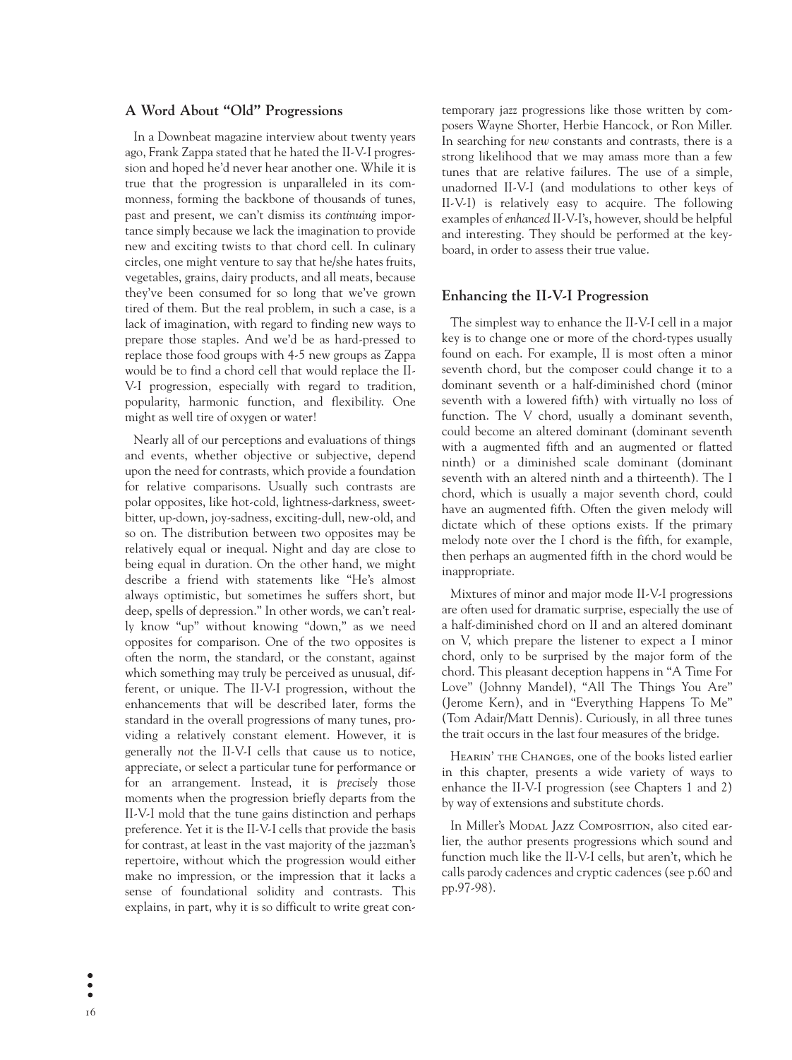## A Word About "Old" Progressions

In a Downbeat magazine interview about twenty years ago, Frank Zappa stated that he hated the II-V-I progression and hoped he'd never hear another one. While it is true that the progression is unparalleled in its commonness, forming the backbone of thousands of tunes, past and present, we can't dismiss its *continuing* importance simply because we lack the imagination to provide new and exciting twists to that chord cell. In culinary circles, one might venture to say that he/she hates fruits, vegetables, grains, dairy products, and all meats, because they've been consumed for so long that we've grown tired of them. But the real problem, in such a case, is a lack of imagination, with regard to finding new ways to prepare those staples. And we'd be as hard-pressed to replace those food groups with 4-5 new groups as Zappa would be to find a chord cell that would replace the II-V-I progression, especially with regard to tradition, popularity, harmonic function, and flexibility. One might as well tire of oxygen or water!

Nearly all of our perceptions and evaluations of things and events, whether objective or subjective, depend upon the need for contrasts, which provide a foundation for relative comparisons. Usually such contrasts are polar opposites, like hot-cold, lightness-darkness, sweet-bitter, up-down, joy-sadness, exciting-dull, new-old, and so on. The distribution between two opposites may be relatively equal or inequal. Night and day are close to being equal in duration. On the other hand, we might describe a friend with statements like "He's almost always optimistic, but sometimes he suffers short, but deep, spells of depression." In other words, we can't really know "up" without knowing "down," as we need opposites for comparison. One of the two opposites is often the norm, the standard, or the constant, against which something may truly be perceived as unusual, different, or unique. The II-V-I progression, without the enhancements that will be described later, forms the standard in the overall progressions of many tunes, providing a relatively constant element. However, it is generally *not* the II-V-I cells that cause us to notice, appreciate, or select a particular tune for performance or for an arrangement. Instead, it is *precisely* those moments when the progression briefly departs from the II-V-I mold that the tune gains distinction and perhaps preference. Yet it is the II-V-I cells that provide the basis for contrast, at least in the vast majority of the jazzman's repertoire, without which the progression would either make no impression, or the impression that it lacks a sense of foundational solidity and contrasts. This explains, in part, why it is so difficult to write great contemporary jazz progressions like those written by composers Wayne Shorter, Herbie Hancock, or Ron Miller. In searching for *new* constants and contrasts, there is a strong likelihood that we may amass more than a few tunes that are relative failures. The use of a simple, unadorned II-V-I (and modulations to other keys of II-V-I) is relatively easy to acquire. The following examples of *enhanced* II-V-I's, however, should be helpful and interesting. They should be performed at the keyboard, in order to assess their true value.

## Enhancing the II-V-I Progression

The simplest way to enhance the II-V-I cell in a major key is to change one or more of the chord-types usually found on each. For example, II is most often a minor seventh chord, but the composer could change it to a dominant seventh or a half-diminished chord (minor seventh with a lowered fifth) with virtually no loss of function. The V chord, usually a dominant seventh, could become an altered dominant (dominant seventh with a augmented fifth and an augmented or flatted ninth) or a diminished scale dominant (dominant seventh with an altered ninth and a thirteenth). The I chord, which is usually a major seventh chord, could have an augmented fifth. Often the given melody will dictate which of these options exists. If the primary melody note over the I chord is the fifth, for example, then perhaps an augmented fifth in the chord would be inappropriate.

Mixtures of minor and major mode II-V-I progressions are often used for dramatic surprise, especially the use of a half-diminished chord on II and an altered dominant on V, which prepare the listener to expect a I minor chord, only to be surprised by the major form of the chord. This pleasant deception happens in "A Time For Love" (Johnny Mandel), "All The Things You Are" (Jerome Kern), and in "Everything Happens To Me" (Tom Adair/Matt Dennis). Curiously, in all three tunes the trait occurs in the last four measures of the bridge.

Hearin' the Changes, one of the books listed earlier in this chapter, presents a wide variety of ways to enhance the II-V-I progression (see Chapters 1 and 2) by way of extensions and substitute chords.

In Miller's Modal Jazz Composition, also cited earlier, the author presents progressions which sound and function much like the II-V-I cells, but aren't, which he calls parody cadences and cryptic cadences (see p.60 and pp.97-98).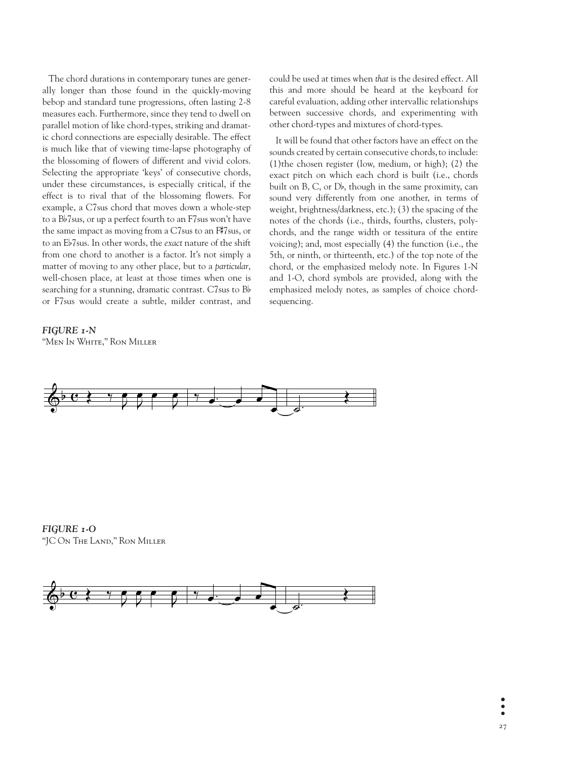The chord durations in contemporary tunes are generally longer than those found in the quickly-moving bebop and standard tune progressions, often lasting 2-8 measures each. Furthermore, since they tend to dwell on parallel motion of like chord-types, striking and dramatic chord connections are especially desirable. The effect is much like that of viewing time-lapse photography of the blossoming of flowers of different and vivid colors. Selecting the appropriate 'keys' of consecutive chords, under these circumstances, is especially critical, if the effect is to rival that of the blossoming flowers. For example, a C7sus chord that moves down a whole-step to a B♭7sus, or up a perfect fourth to an F7sus won't have the same impact as moving from a C7sus to an F♯7sus, or to an E♭7sus. In other words, the *exact* nature of the shift from one chord to another is a factor. It's not simply a matter of moving to any other place, but to a *particular*, well-chosen place, at least at those times when one is searching for a stunning, dramatic contrast. C7sus to B♭ or F7sus would create a subtle, milder contrast, and could be used at times when *that* is the desired effect. All this and more should be heard at the keyboard for careful evaluation, adding other intervallic relationships between successive chords, and experimenting with other chord-types and mixtures of chord-types.

It will be found that other factors have an effect on the sounds created by certain consecutive chords, to include: (1)the chosen register (low, medium, or high); (2) the exact pitch on which each chord is built (i.e., chords built on B, C, or D♭, though in the same proximity, can sound very differently from one another, in terms of weight, brightness/darkness, etc.); (3) the spacing of the notes of the chords (i.e., thirds, fourths, clusters, polychords, and the range width or tessitura of the entire voicing); and, most especially (4) the function (i.e., the 5th, or ninth, or thirteenth, etc.) of the top note of the chord, or the emphasized melody note. In Figures 1-N and 1-O, chord symbols are provided, along with the emphasized melody notes, as samples of choice chord-sequencing.

***FIGURE 1-N***

"Men In White," Ron Miller

***FIGURE 1-O***

"JC On The Land," Ron Miller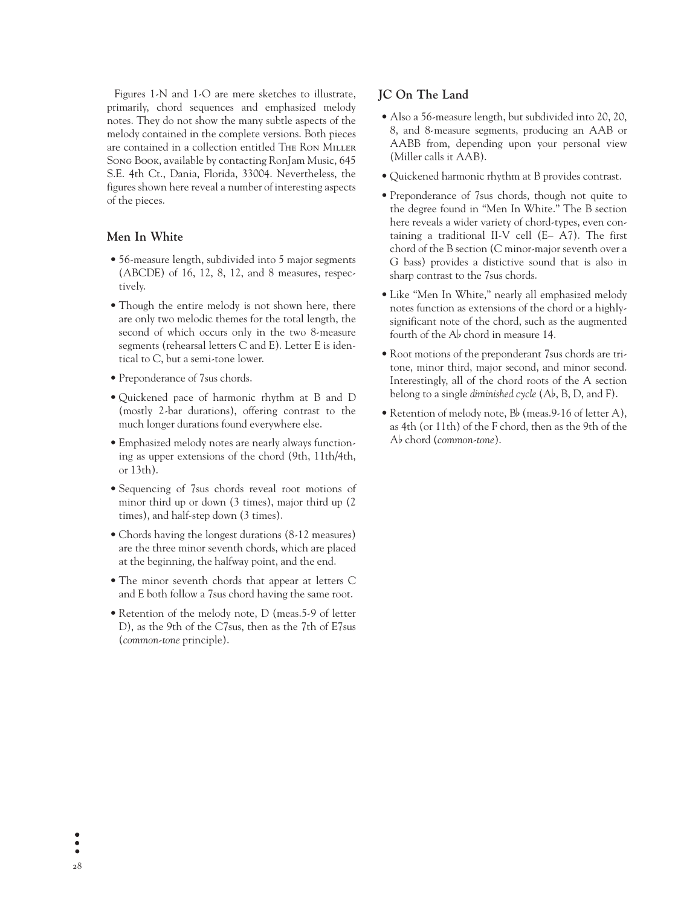Figures 1-N and 1-O are mere sketches to illustrate, primarily, chord sequences and emphasized melody notes. They do not show the many subtle aspects of the melody contained in the complete versions. Both pieces are contained in a collection entitled The Ron Miller Song Book, available by contacting RonJam Music, 645 S.E. 4th Ct., Dania, Florida, 33004. Nevertheless, the figures shown here reveal a number of interesting aspects of the pieces.

### Men In White

- 56-measure length, subdivided into 5 major segments (ABCDE) of 16, 12, 8, 12, and 8 measures, respectively.
- Though the entire melody is not shown here, there are only two melodic themes for the total length, the second of which occurs only in the two 8-measure segments (rehearsal letters C and E). Letter E is identical to C, but a semi-tone lower.
- Preponderance of 7sus chords.
- Quickened pace of harmonic rhythm at B and D (mostly 2-bar durations), offering contrast to the much longer durations found everywhere else.
- Emphasized melody notes are nearly always functioning as upper extensions of the chord (9th, 11th/4th, or 13th).
- Sequencing of 7sus chords reveal root motions of minor third up or down (3 times), major third up (2 times), and half-step down (3 times).
- Chords having the longest durations (8-12 measures) are the three minor seventh chords, which are placed at the beginning, the halfway point, and the end.
- The minor seventh chords that appear at letters C and E both follow a 7sus chord having the same root.
- Retention of the melody note, D (meas.5-9 of letter D), as the 9th of the C7sus, then as the 7th of E7sus (*common-tone* principle).

### JC On The Land

- Also a 56-measure length, but subdivided into 20, 20, 8, and 8-measure segments, producing an AAB or AABB from, depending upon your personal view (Miller calls it AAB).
- Quickened harmonic rhythm at B provides contrast.
- Preponderance of 7sus chords, though not quite to the degree found in "Men In White." The B section here reveals a wider variety of chord-types, even containing a traditional II-V cell (E– A7). The first chord of the B section (C minor-major seventh over a G bass) provides a distictive sound that is also in sharp contrast to the 7sus chords.
- Like "Men In White," nearly all emphasized melody notes function as extensions of the chord or a highly-significant note of the chord, such as the augmented fourth of the A♭ chord in measure 14.
- Root motions of the preponderant 7sus chords are tritone, minor third, major second, and minor second. Interestingly, all of the chord roots of the A section belong to a single *diminished cycle* (A♭, B, D, and F).
- Retention of melody note, B♭ (meas.9-16 of letter A), as 4th (or 11th) of the F chord, then as the 9th of the A♭ chord (*common-tone*).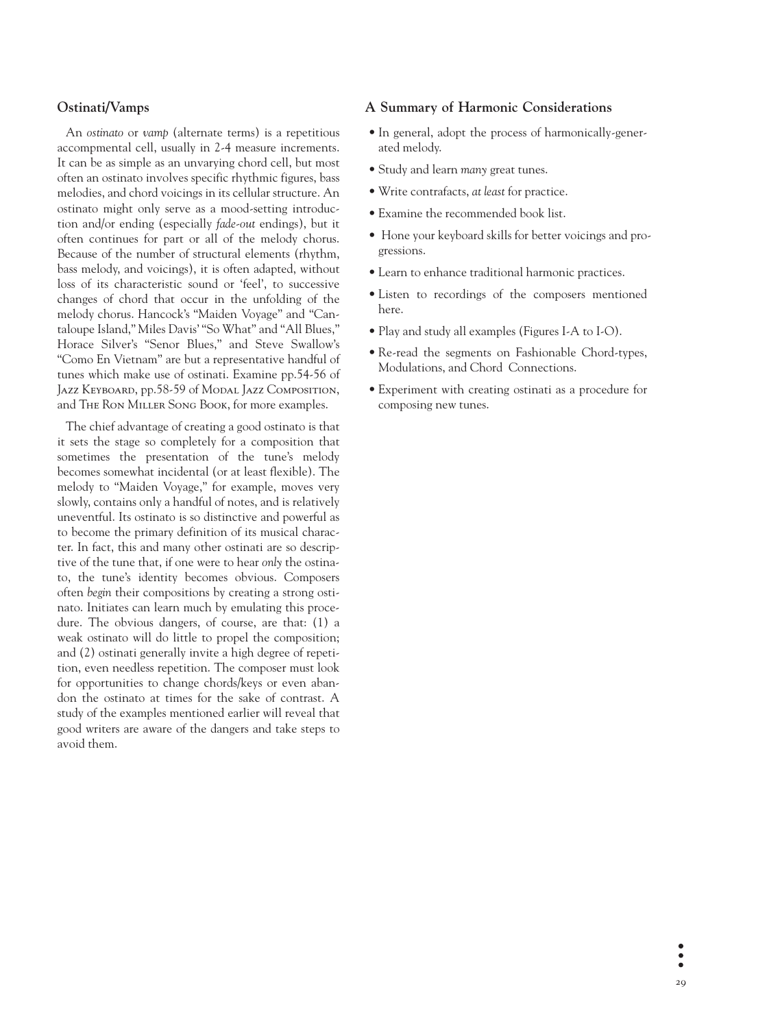### Ostinati/Vamps

An *ostinato* or *vamp* (alternate terms) is a repetitious accompmental cell, usually in 2-4 measure increments. It can be as simple as an unvarying chord cell, but most often an ostinato involves specific rhythmic figures, bass melodies, and chord voicings in its cellular structure. An ostinato might only serve as a mood-setting introduction and/or ending (especially *fade-out* endings), but it often continues for part or all of the melody chorus. Because of the number of structural elements (rhythm, bass melody, and voicings), it is often adapted, without loss of its characteristic sound or 'feel', to successive changes of chord that occur in the unfolding of the melody chorus. Hancock's "Maiden Voyage" and "Cantaloupe Island," Miles Davis' "So What" and "All Blues," Horace Silver's "Senor Blues," and Steve Swallow's "Como En Vietnam" are but a representative handful of tunes which make use of ostinati. Examine pp.54-56 of JAZZ KEYBOARD, pp.58-59 of MODAL JAZZ COMPOSITION, and THE RON MILLER SONG BOOK, for more examples.

The chief advantage of creating a good ostinato is that it sets the stage so completely for a composition that sometimes the presentation of the tune's melody becomes somewhat incidental (or at least flexible). The melody to "Maiden Voyage," for example, moves very slowly, contains only a handful of notes, and is relatively uneventful. Its ostinato is so distinctive and powerful as to become the primary definition of its musical character. In fact, this and many other ostinati are so descriptive of the tune that, if one were to hear *only* the ostinato, the tune's identity becomes obvious. Composers often *begin* their compositions by creating a strong ostinato. Initiates can learn much by emulating this procedure. The obvious dangers, of course, are that: (1) a weak ostinato will do little to propel the composition; and (2) ostinati generally invite a high degree of repetition, even needless repetition. The composer must look for opportunities to change chords/keys or even abandon the ostinato at times for the sake of contrast. A study of the examples mentioned earlier will reveal that good writers are aware of the dangers and take steps to avoid them.

### A Summary of Harmonic Considerations

- In general, adopt the process of harmonically-generated melody.
- Study and learn *many* great tunes.
- Write contrafacts, *at least* for practice.
- Examine the recommended book list.
- Hone your keyboard skills for better voicings and progressions.
- Learn to enhance traditional harmonic practices.
- Listen to recordings of the composers mentioned here.
- Play and study all examples (Figures I-A to I-O).
- Re-read the segments on Fashionable Chord-types, Modulations, and Chord Connections.
- Experiment with creating ostinati as a procedure for composing new tunes.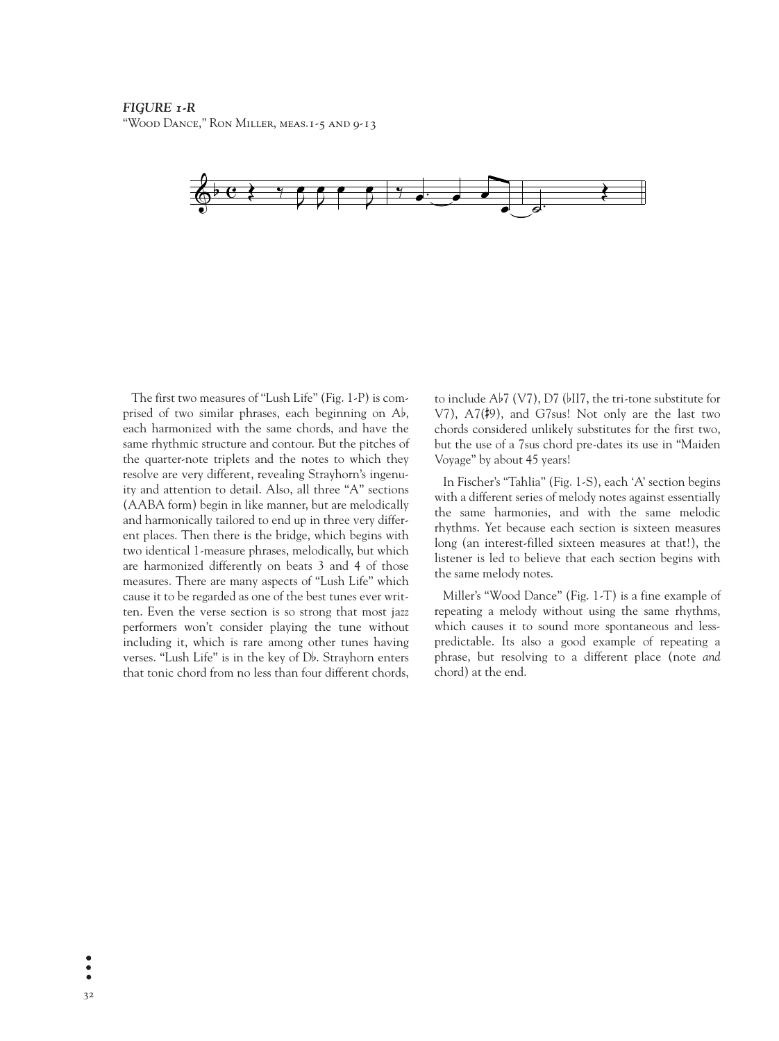*FIGURE 1-R*
"Wood Dance," Ron Miller, meas. 1-5 and 9-13

The first two measures of "Lush Life" (Fig. 1-P) is comprised of two similar phrases, each beginning on A♭, each harmonized with the same chords, and have the same rhythmic structure and contour. But the pitches of the quarter-note triplets and the notes to which they resolve are very different, revealing Strayhorn's ingenuity and attention to detail. Also, all three "A" sections (AABA form) begin in like manner, but are melodically and harmonically tailored to end up in three very different places. Then there is the bridge, which begins with two identical 1-measure phrases, melodically, but which are harmonized differently on beats 3 and 4 of those measures. There are many aspects of "Lush Life" which cause it to be regarded as one of the best tunes ever written. Even the verse section is so strong that most jazz performers won't consider playing the tune without including it, which is rare among other tunes having verses. "Lush Life" is in the key of D♭. Strayhorn enters that tonic chord from no less than four different chords, to include A♭7 (V7), D7 (♭II7, the tri-tone substitute for V7), A7(♯9), and G7sus! Not only are the last two chords considered unlikely substitutes for the first two, but the use of a 7sus chord pre-dates its use in "Maiden Voyage" by about 45 years!

In Fischer's "Tahlia" (Fig. 1-S), each 'A' section begins with a different series of melody notes against essentially the same harmonies, and with the same melodic rhythms. Yet because each section is sixteen measures long (an interest-filled sixteen measures at that!), the listener is led to believe that each section begins with the same melody notes.

Miller's "Wood Dance" (Fig. 1-T) is a fine example of repeating a melody without using the same rhythms, which causes it to sound more spontaneous and less-predictable. Its also a good example of repeating a phrase, but resolving to a different place (note *and* chord) at the end.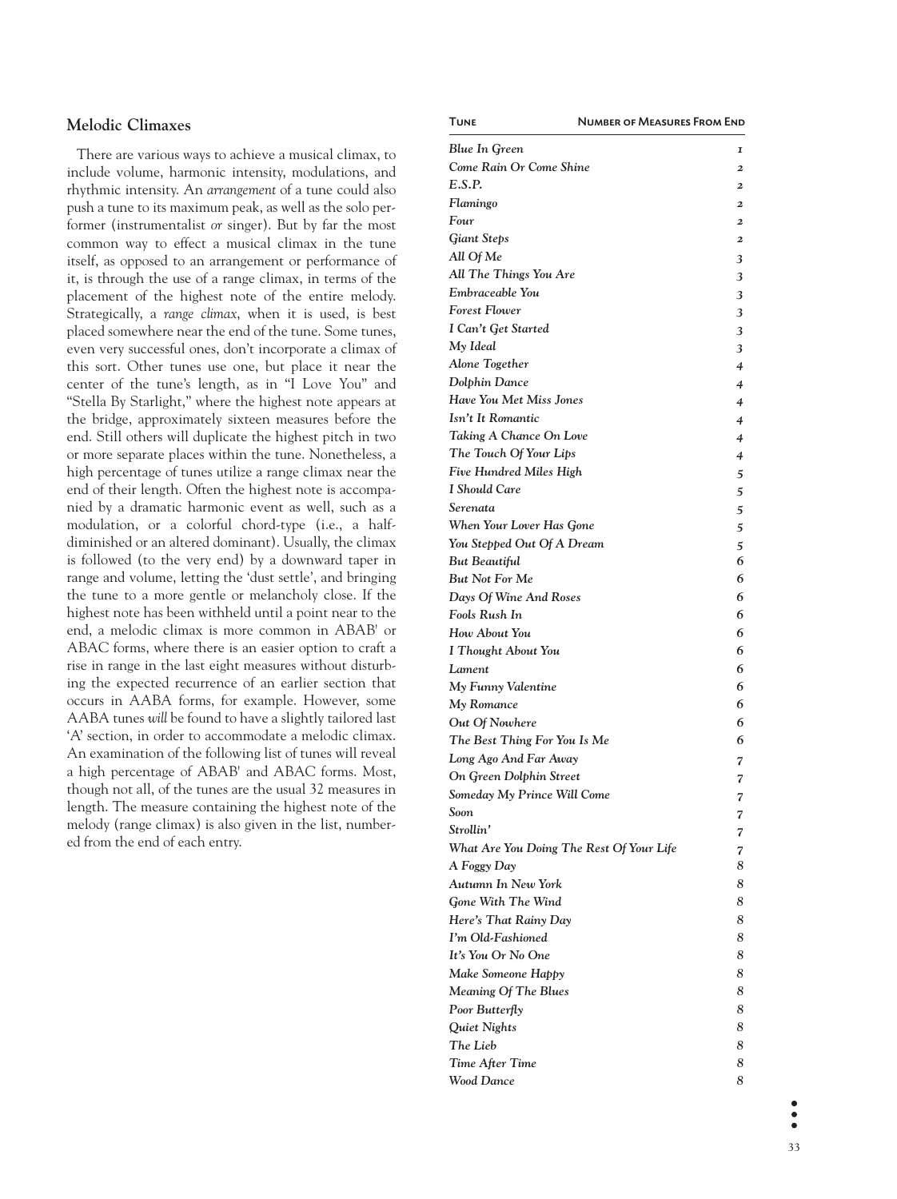## Melodic Climaxes

There are various ways to achieve a musical climax, to include volume, harmonic intensity, modulations, and rhythmic intensity. An *arrangement* of a tune could also push a tune to its maximum peak, as well as the solo performer (instrumentalist *or* singer). But by far the most common way to effect a musical climax in the tune itself, as opposed to an arrangement or performance of it, is through the use of a range climax, in terms of the placement of the highest note of the entire melody. Strategically, a *range climax*, when it is used, is best placed somewhere near the end of the tune. Some tunes, even very successful ones, don't incorporate a climax of this sort. Other tunes use one, but place it near the center of the tune's length, as in "I Love You" and "Stella By Starlight," where the highest note appears at the bridge, approximately sixteen measures before the end. Still others will duplicate the highest pitch in two or more separate places within the tune. Nonetheless, a high percentage of tunes utilize a range climax near the end of their length. Often the highest note is accompanied by a dramatic harmonic event as well, such as a modulation, or a colorful chord-type (i.e., a half-diminished or an altered dominant). Usually, the climax is followed (to the very end) by a downward taper in range and volume, letting the 'dust settle', and bringing the tune to a more gentle or melancholy close. If the highest note has been withheld until a point near to the end, a melodic climax is more common in ABAB' or ABAC forms, where there is an easier option to craft a rise in range in the last eight measures without disturbing the expected recurrence of an earlier section that occurs in AABA forms, for example. However, some AABA tunes *will* be found to have a slightly tailored last 'A' section, in order to accommodate a melodic climax. An examination of the following list of tunes will reveal a high percentage of ABAB' and ABAC forms. Most, though not all, of the tunes are the usual 32 measures in length. The measure containing the highest note of the melody (range climax) is also given in the list, numbered from the end of each entry.

| Tune | Number of Measures From End |
|---|---|
| *Blue In Green* | 1 |
| *Come Rain Or Come Shine* | 2 |
| *E.S.P.* | 2 |
| *Flamingo* | 2 |
| *Four* | 2 |
| *Giant Steps* | 2 |
| *All Of Me* | 3 |
| *All The Things You Are* | 3 |
| *Embraceable You* | 3 |
| *Forest Flower* | 3 |
| *I Can't Get Started* | 3 |
| *My Ideal* | 3 |
| *Alone Together* | 4 |
| *Dolphin Dance* | 4 |
| *Have You Met Miss Jones* | 4 |
| *Isn't It Romantic* | 4 |
| *Taking A Chance On Love* | 4 |
| *The Touch Of Your Lips* | 4 |
| *Five Hundred Miles High* | 5 |
| *I Should Care* | 5 |
| *Serenata* | 5 |
| *When Your Lover Has Gone* | 5 |
| *You Stepped Out Of A Dream* | 5 |
| *But Beautiful* | 6 |
| *But Not For Me* | 6 |
| *Days Of Wine And Roses* | 6 |
| *Fools Rush In* | 6 |
| *How About You* | 6 |
| *I Thought About You* | 6 |
| *Lament* | 6 |
| *My Funny Valentine* | 6 |
| *My Romance* | 6 |
| *Out Of Nowhere* | 6 |
| *The Best Thing For You Is Me* | 6 |
| *Long Ago And Far Away* | 7 |
| *On Green Dolphin Street* | 7 |
| *Someday My Prince Will Come* | 7 |
| *Soon* | 7 |
| *Strollin'* | 7 |
| *What Are You Doing The Rest Of Your Life* | 7 |
| *A Foggy Day* | 8 |
| *Autumn In New York* | 8 |
| *Gone With The Wind* | 8 |
| *Here's That Rainy Day* | 8 |
| *I'm Old-Fashioned* | 8 |
| *It's You Or No One* | 8 |
| *Make Someone Happy* | 8 |
| *Meaning Of The Blues* | 8 |
| *Poor Butterfly* | 8 |
| *Quiet Nights* | 8 |
| *The Lieb* | 8 |
| *Time After Time* | 8 |
| *Wood Dance* | 8 |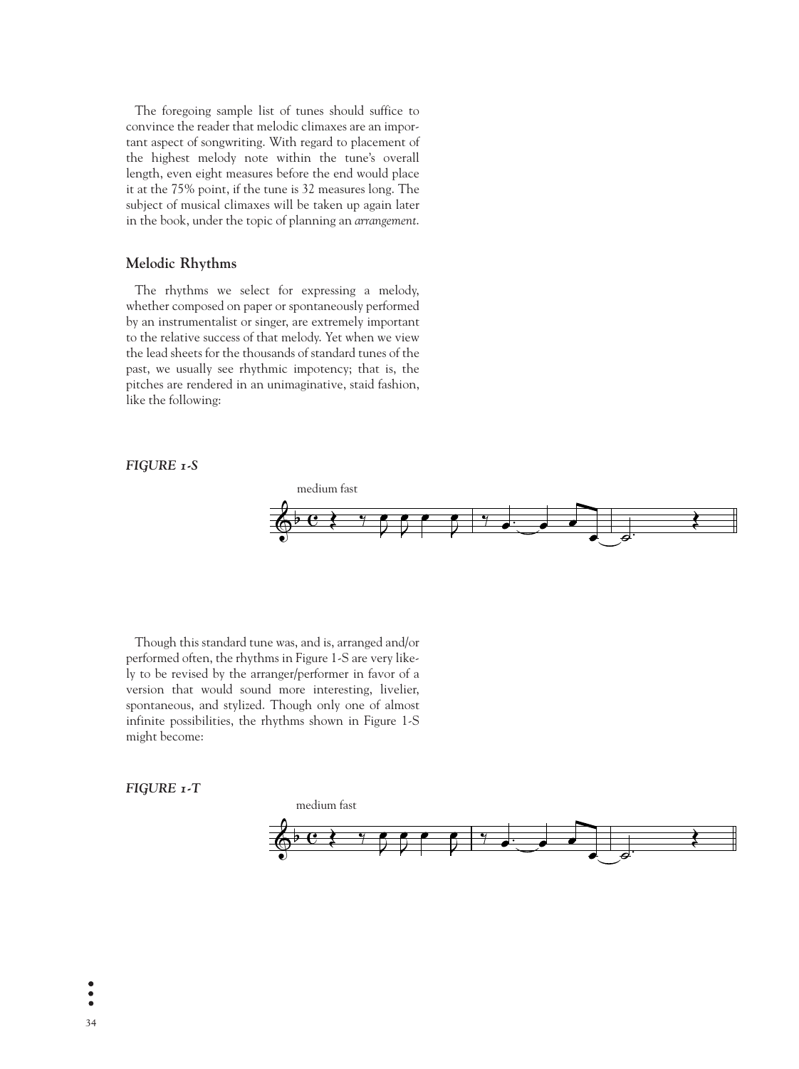The foregoing sample list of tunes should suffice to convince the reader that melodic climaxes are an important aspect of songwriting. With regard to placement of the highest melody note within the tune's overall length, even eight measures before the end would place it at the 75% point, if the tune is 32 measures long. The subject of musical climaxes will be taken up again later in the book, under the topic of planning an *arrangement.*

## Melodic Rhythms

The rhythms we select for expressing a melody, whether composed on paper or spontaneously performed by an instrumentalist or singer, are extremely important to the relative success of that melody. Yet when we view the lead sheets for the thousands of standard tunes of the past, we usually see rhythmic impotency; that is, the pitches are rendered in an unimaginative, staid fashion, like the following:

***FIGURE 1-S***

medium fast

Though this standard tune was, and is, arranged and/or performed often, the rhythms in Figure 1-S are very likely to be revised by the arranger/performer in favor of a version that would sound more interesting, livelier, spontaneous, and stylized. Though only one of almost infinite possibilities, the rhythms shown in Figure 1-S might become:

***FIGURE 1-T***

medium fast